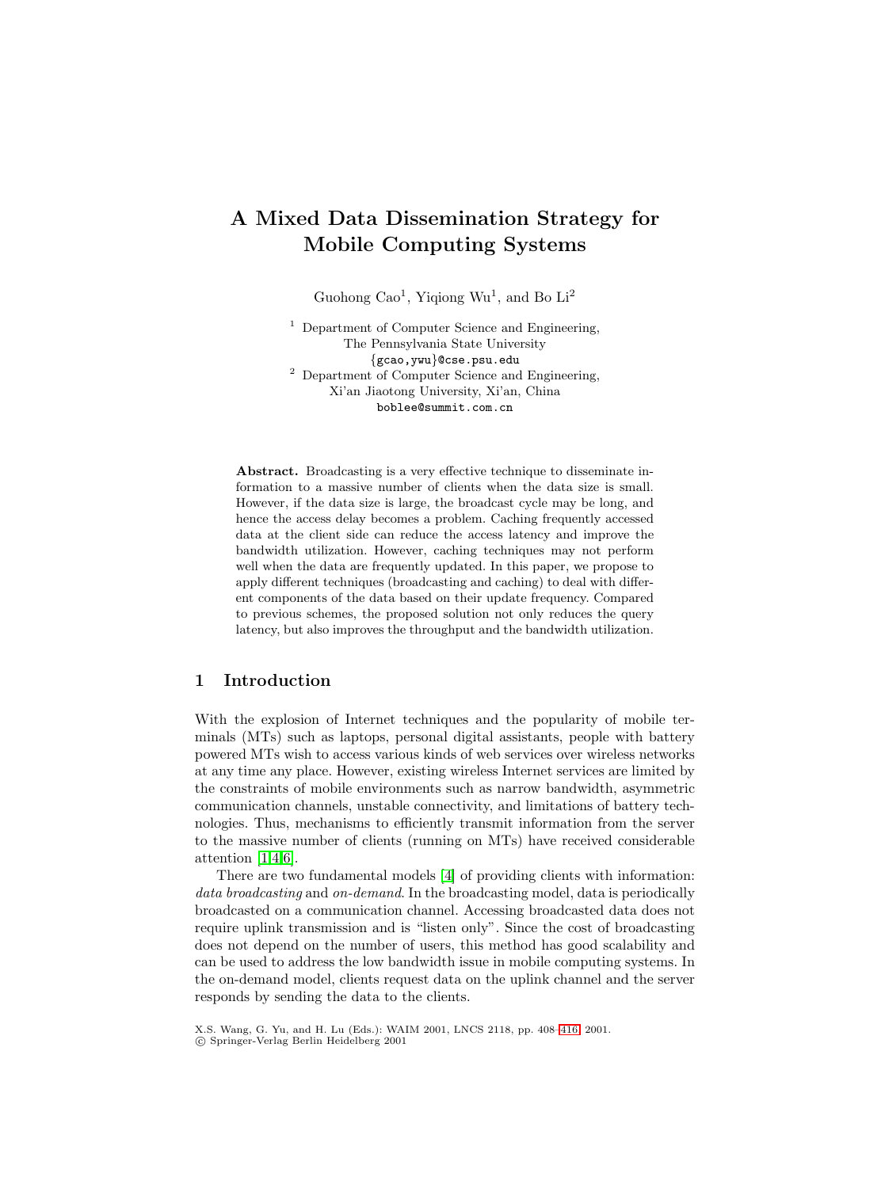# A Mixed Data Dissemination Strategy for Mobile Computing Systems

Guohong Cao[1], Yiqiong Wu[1], and Bo Li[2]

[1] Department of Computer Science and Engineering,
The Pennsylvania State University
{gcao,ywu}@cse.psu.edu

[2] Department of Computer Science and Engineering,
Xi'an Jiaotong University, Xi'an, China
boblee@summit.com.cn

**Abstract.** Broadcasting is a very effective technique to disseminate information to a massive number of clients when the data size is small. However, if the data size is large, the broadcast cycle may be long, and hence the access delay becomes a problem. Caching frequently accessed data at the client side can reduce the access latency and improve the bandwidth utilization. However, caching techniques may not perform well when the data are frequently updated. In this paper, we propose to apply different techniques (broadcasting and caching) to deal with different components of the data based on their update frequency. Compared to previous schemes, the proposed solution not only reduces the query latency, but also improves the throughput and the bandwidth utilization.

## 1 Introduction

With the explosion of Internet techniques and the popularity of mobile terminals (MTs) such as laptops, personal digital assistants, people with battery powered MTs wish to access various kinds of web services over wireless networks at any time any place. However, existing wireless Internet services are limited by the constraints of mobile environments such as narrow bandwidth, asymmetric communication channels, unstable connectivity, and limitations of battery technologies. Thus, mechanisms to efficiently transmit information from the server to the massive number of clients (running on MTs) have received considerable attention [1,4,6].

There are two fundamental models [4] of providing clients with information: *data broadcasting* and *on-demand*. In the broadcasting model, data is periodically broadcasted on a communication channel. Accessing broadcasted data does not require uplink transmission and is "listen only". Since the cost of broadcasting does not depend on the number of users, this method has good scalability and can be used to address the low bandwidth issue in mobile computing systems. In the on-demand model, clients request data on the uplink channel and the server responds by sending the data to the clients.

X.S. Wang, G. Yu, and H. Lu (Eds.): WAIM 2001, LNCS 2118, pp. 408–416, 2001.
© Springer-Verlag Berlin Heidelberg 2001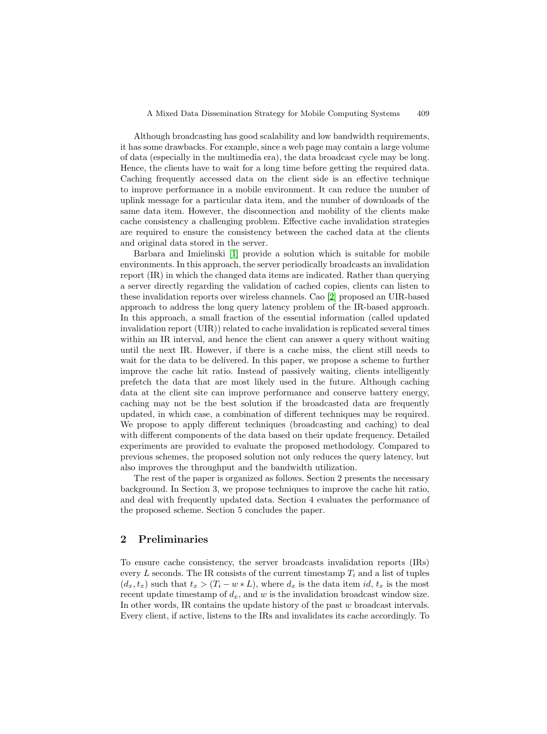Although broadcasting has good scalability and low bandwidth requirements, it has some drawbacks. For example, since a web page may contain a large volume of data (especially in the multimedia era), the data broadcast cycle may be long. Hence, the clients have to wait for a long time before getting the required data. Caching frequently accessed data on the client side is an effective technique to improve performance in a mobile environment. It can reduce the number of uplink message for a particular data item, and the number of downloads of the same data item. However, the disconnection and mobility of the clients make cache consistency a challenging problem. Effective cache invalidation strategies are required to ensure the consistency between the cached data at the clients and original data stored in the server.

Barbara and Imielinski [1] provide a solution which is suitable for mobile environments. In this approach, the server periodically broadcasts an invalidation report (IR) in which the changed data items are indicated. Rather than querying a server directly regarding the validation of cached copies, clients can listen to these invalidation reports over wireless channels. Cao [2] proposed an UIR-based approach to address the long query latency problem of the IR-based approach. In this approach, a small fraction of the essential information (called updated invalidation report (UIR)) related to cache invalidation is replicated several times within an IR interval, and hence the client can answer a query without waiting until the next IR. However, if there is a cache miss, the client still needs to wait for the data to be delivered. In this paper, we propose a scheme to further improve the cache hit ratio. Instead of passively waiting, clients intelligently prefetch the data that are most likely used in the future. Although caching data at the client site can improve performance and conserve battery energy, caching may not be the best solution if the broadcasted data are frequently updated, in which case, a combination of different techniques may be required. We propose to apply different techniques (broadcasting and caching) to deal with different components of the data based on their update frequency. Detailed experiments are provided to evaluate the proposed methodology. Compared to previous schemes, the proposed solution not only reduces the query latency, but also improves the throughput and the bandwidth utilization.

The rest of the paper is organized as follows. Section 2 presents the necessary background. In Section 3, we propose techniques to improve the cache hit ratio, and deal with frequently updated data. Section 4 evaluates the performance of the proposed scheme. Section 5 concludes the paper.

## 2 Preliminaries

To ensure cache consistency, the server broadcasts invalidation reports (IRs) every $L$ seconds. The IR consists of the current timestamp $T_i$ and a list of tuples $(d_x, t_x)$ such that $t_x > (T_i - w * L)$, where $d_x$ is the data item $id$, $t_x$ is the most recent update timestamp of $d_x$, and $w$ is the invalidation broadcast window size. In other words, IR contains the update history of the past $w$ broadcast intervals. Every client, if active, listens to the IRs and invalidates its cache accordingly. To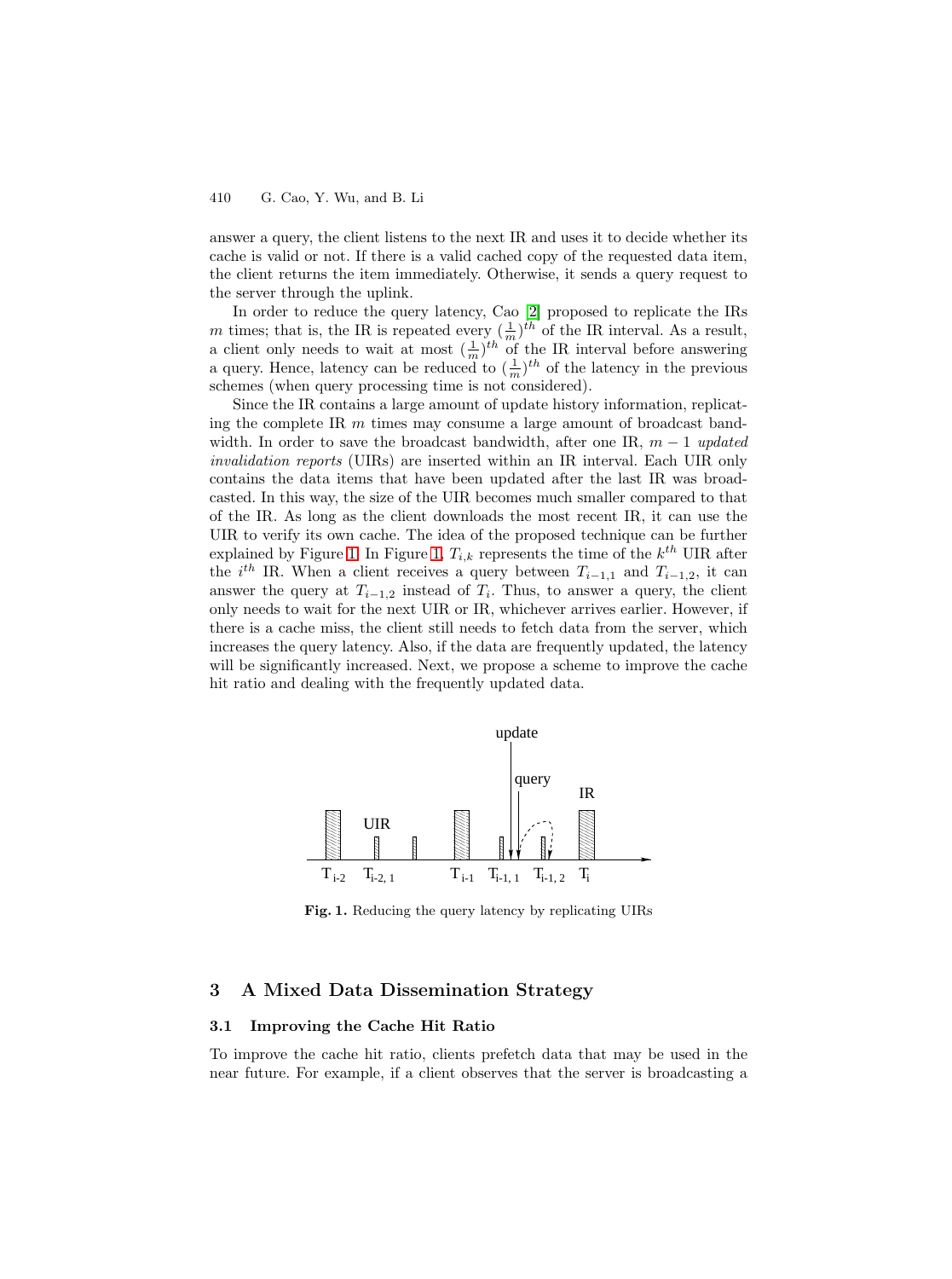answer a query, the client listens to the next IR and uses it to decide whether its cache is valid or not. If there is a valid cached copy of the requested data item, the client returns the item immediately. Otherwise, it sends a query request to the server through the uplink.

In order to reduce the query latency, Cao [2] proposed to replicate the IRs $m$ times; that is, the IR is repeated every $(\frac{1}{m})^{th}$ of the IR interval. As a result, a client only needs to wait at most $(\frac{1}{m})^{th}$ of the IR interval before answering a query. Hence, latency can be reduced to $(\frac{1}{m})^{th}$ of the latency in the previous schemes (when query processing time is not considered).

Since the IR contains a large amount of update history information, replicating the complete IR $m$ times may consume a large amount of broadcast bandwidth. In order to save the broadcast bandwidth, after one IR, $m-1$ *updated invalidation reports* (UIRs) are inserted within an IR interval. Each UIR only contains the data items that have been updated after the last IR was broadcasted. In this way, the size of the UIR becomes much smaller compared to that of the IR. As long as the client downloads the most recent IR, it can use the UIR to verify its own cache. The idea of the proposed technique can be further explained by Figure 1. In Figure 1, $T_{i,k}$ represents the time of the $k^{th}$ UIR after the $i^{th}$ IR. When a client receives a query between $T_{i-1,1}$ and $T_{i-1,2}$, it can answer the query at $T_{i-1,2}$ instead of $T_i$. Thus, to answer a query, the client only needs to wait for the next UIR or IR, whichever arrives earlier. However, if there is a cache miss, the client still needs to fetch data from the server, which increases the query latency. Also, if the data are frequently updated, the latency will be significantly increased. Next, we propose a scheme to improve the cache hit ratio and dealing with the frequently updated data.

**Fig. 1.** Reducing the query latency by replicating UIRs

## 3 A Mixed Data Dissemination Strategy

### 3.1 Improving the Cache Hit Ratio

To improve the cache hit ratio, clients prefetch data that may be used in the near future. For example, if a client observes that the server is broadcasting a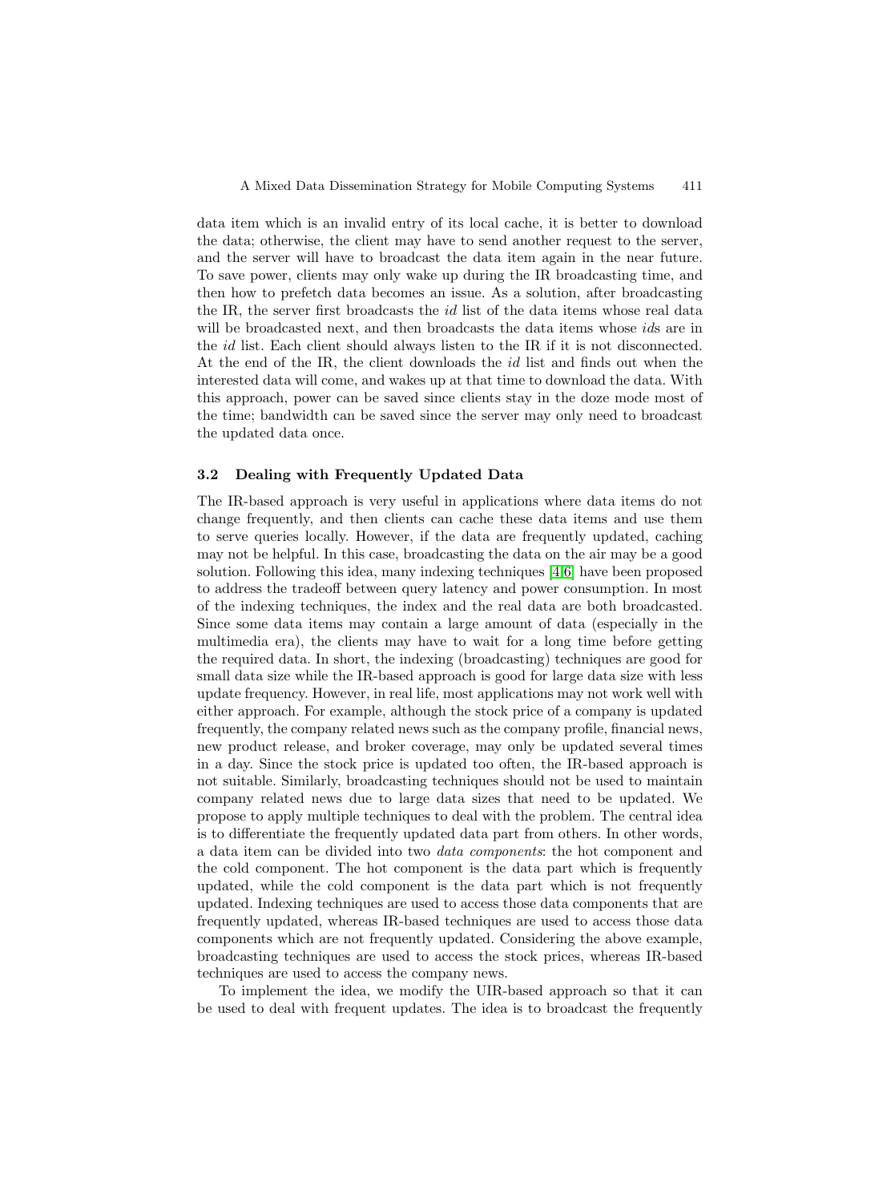data item which is an invalid entry of its local cache, it is better to download the data; otherwise, the client may have to send another request to the server, and the server will have to broadcast the data item again in the near future. To save power, clients may only wake up during the IR broadcasting time, and then how to prefetch data becomes an issue. As a solution, after broadcasting the IR, the server first broadcasts the *id* list of the data items whose real data will be broadcasted next, and then broadcasts the data items whose *id*s are in the *id* list. Each client should always listen to the IR if it is not disconnected. At the end of the IR, the client downloads the *id* list and finds out when the interested data will come, and wakes up at that time to download the data. With this approach, power can be saved since clients stay in the doze mode most of the time; bandwidth can be saved since the server may only need to broadcast the updated data once.

### 3.2 Dealing with Frequently Updated Data

The IR-based approach is very useful in applications where data items do not change frequently, and then clients can cache these data items and use them to serve queries locally. However, if the data are frequently updated, caching may not be helpful. In this case, broadcasting the data on the air may be a good solution. Following this idea, many indexing techniques [4,6] have been proposed to address the tradeoff between query latency and power consumption. In most of the indexing techniques, the index and the real data are both broadcasted. Since some data items may contain a large amount of data (especially in the multimedia era), the clients may have to wait for a long time before getting the required data. In short, the indexing (broadcasting) techniques are good for small data size while the IR-based approach is good for large data size with less update frequency. However, in real life, most applications may not work well with either approach. For example, although the stock price of a company is updated frequently, the company related news such as the company profile, financial news, new product release, and broker coverage, may only be updated several times in a day. Since the stock price is updated too often, the IR-based approach is not suitable. Similarly, broadcasting techniques should not be used to maintain company related news due to large data sizes that need to be updated. We propose to apply multiple techniques to deal with the problem. The central idea is to differentiate the frequently updated data part from others. In other words, a data item can be divided into two *data components*: the hot component and the cold component. The hot component is the data part which is frequently updated, while the cold component is the data part which is not frequently updated. Indexing techniques are used to access those data components that are frequently updated, whereas IR-based techniques are used to access those data components which are not frequently updated. Considering the above example, broadcasting techniques are used to access the stock prices, whereas IR-based techniques are used to access the company news.

To implement the idea, we modify the UIR-based approach so that it can be used to deal with frequent updates. The idea is to broadcast the frequently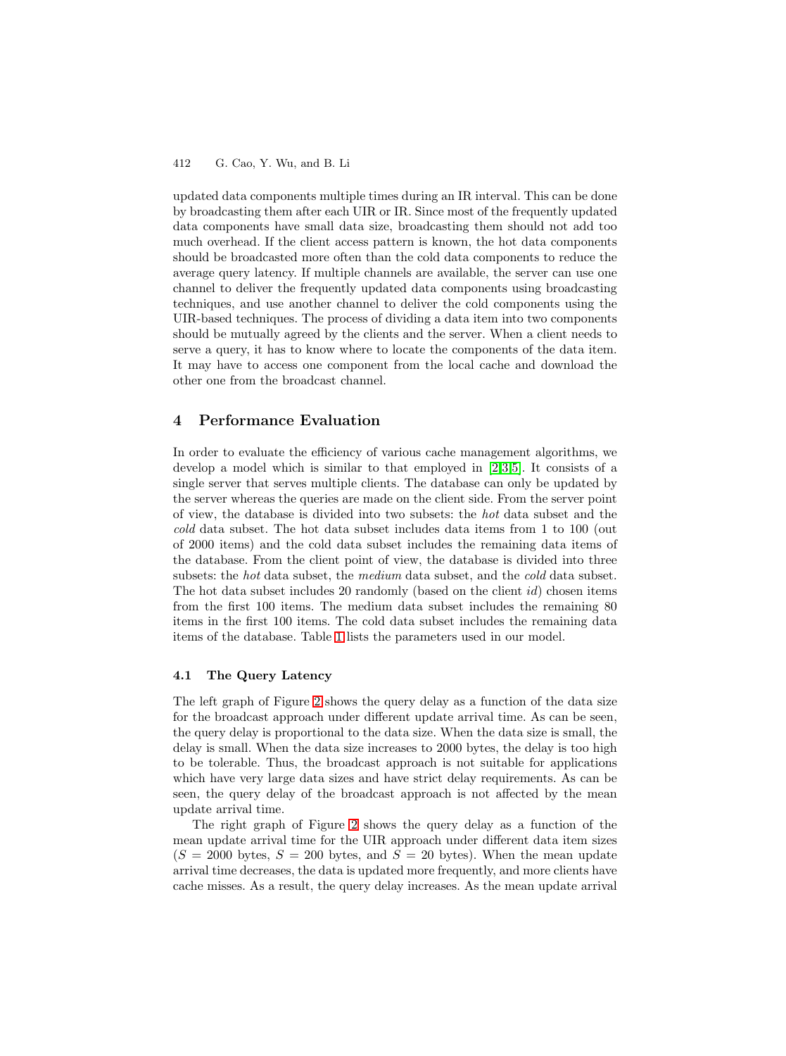updated data components multiple times during an IR interval. This can be done by broadcasting them after each UIR or IR. Since most of the frequently updated data components have small data size, broadcasting them should not add too much overhead. If the client access pattern is known, the hot data components should be broadcasted more often than the cold data components to reduce the average query latency. If multiple channels are available, the server can use one channel to deliver the frequently updated data components using broadcasting techniques, and use another channel to deliver the cold components using the UIR-based techniques. The process of dividing a data item into two components should be mutually agreed by the clients and the server. When a client needs to serve a query, it has to know where to locate the components of the data item. It may have to access one component from the local cache and download the other one from the broadcast channel.

## 4 Performance Evaluation

In order to evaluate the efficiency of various cache management algorithms, we develop a model which is similar to that employed in [2,3,5]. It consists of a single server that serves multiple clients. The database can only be updated by the server whereas the queries are made on the client side. From the server point of view, the database is divided into two subsets: the *hot* data subset and the *cold* data subset. The hot data subset includes data items from 1 to 100 (out of 2000 items) and the cold data subset includes the remaining data items of the database. From the client point of view, the database is divided into three subsets: the *hot* data subset, the *medium* data subset, and the *cold* data subset. The hot data subset includes 20 randomly (based on the client *id*) chosen items from the first 100 items. The medium data subset includes the remaining 80 items in the first 100 items. The cold data subset includes the remaining data items of the database. Table 1 lists the parameters used in our model.

### 4.1 The Query Latency

The left graph of Figure 2 shows the query delay as a function of the data size for the broadcast approach under different update arrival time. As can be seen, the query delay is proportional to the data size. When the data size is small, the delay is small. When the data size increases to 2000 bytes, the delay is too high to be tolerable. Thus, the broadcast approach is not suitable for applications which have very large data sizes and have strict delay requirements. As can be seen, the query delay of the broadcast approach is not affected by the mean update arrival time.

The right graph of Figure 2 shows the query delay as a function of the mean update arrival time for the UIR approach under different data item sizes ($S$ = 2000 bytes, $S$ = 200 bytes, and $S$ = 20 bytes). When the mean update arrival time decreases, the data is updated more frequently, and more clients have cache misses. As a result, the query delay increases. As the mean update arrival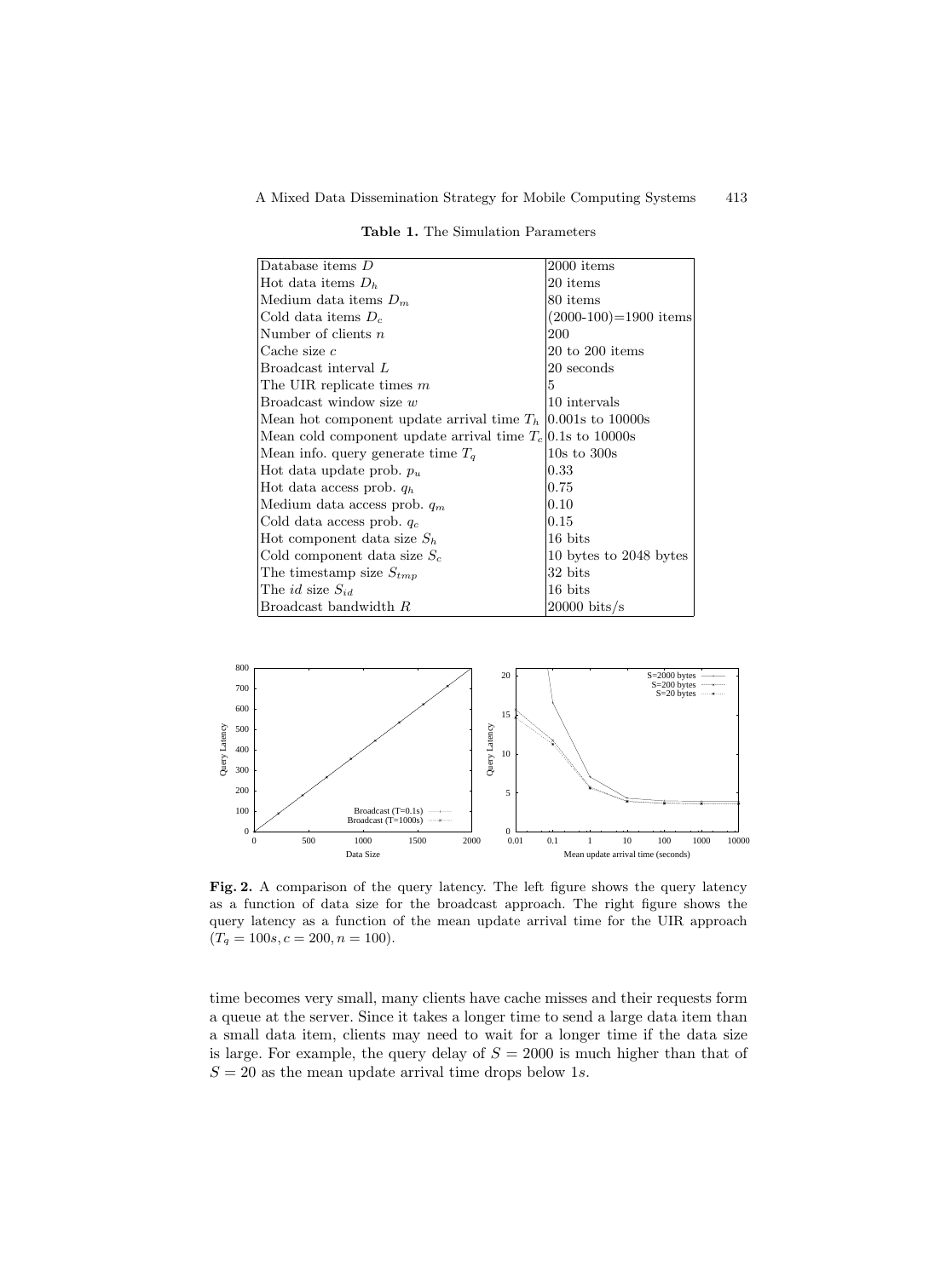**Table 1.** The Simulation Parameters

| | |
|---|---|
| Database items $D$ | 2000 items |
| Hot data items $D_h$ | 20 items |
| Medium data items $D_m$ | 80 items |
| Cold data items $D_c$ | (2000-100)=1900 items |
| Number of clients $n$ | 200 |
| Cache size $c$ | 20 to 200 items |
| Broadcast interval $L$ | 20 seconds |
| The UIR replicate times $m$ | 5 |
| Broadcast window size $w$ | 10 intervals |
| Mean hot component update arrival time $T_h$ | 0.001s to 10000s |
| Mean cold component update arrival time $T_c$ | 0.1s to 10000s |
| Mean info. query generate time $T_q$ | 10s to 300s |
| Hot data update prob. $p_u$ | 0.33 |
| Hot data access prob. $q_h$ | 0.75 |
| Medium data access prob. $q_m$ | 0.10 |
| Cold data access prob. $q_c$ | 0.15 |
| Hot component data size $S_h$ | 16 bits |
| Cold component data size $S_c$ | 10 bytes to 2048 bytes |
| The timestamp size $S_{tmp}$ | 32 bits |
| The $id$ size $S_{id}$ | 16 bits |
| Broadcast bandwidth $R$ | 20000 bits/s |

**Fig. 2.** A comparison of the query latency. The left figure shows the query latency as a function of data size for the broadcast approach. The right figure shows the query latency as a function of the mean update arrival time for the UIR approach ($T_q = 100s, c = 200, n = 100$).

time becomes very small, many clients have cache misses and their requests form a queue at the server. Since it takes a longer time to send a large data item than a small data item, clients may need to wait for a longer time if the data size is large. For example, the query delay of $S = 2000$ is much higher than that of $S = 20$ as the mean update arrival time drops below $1s$.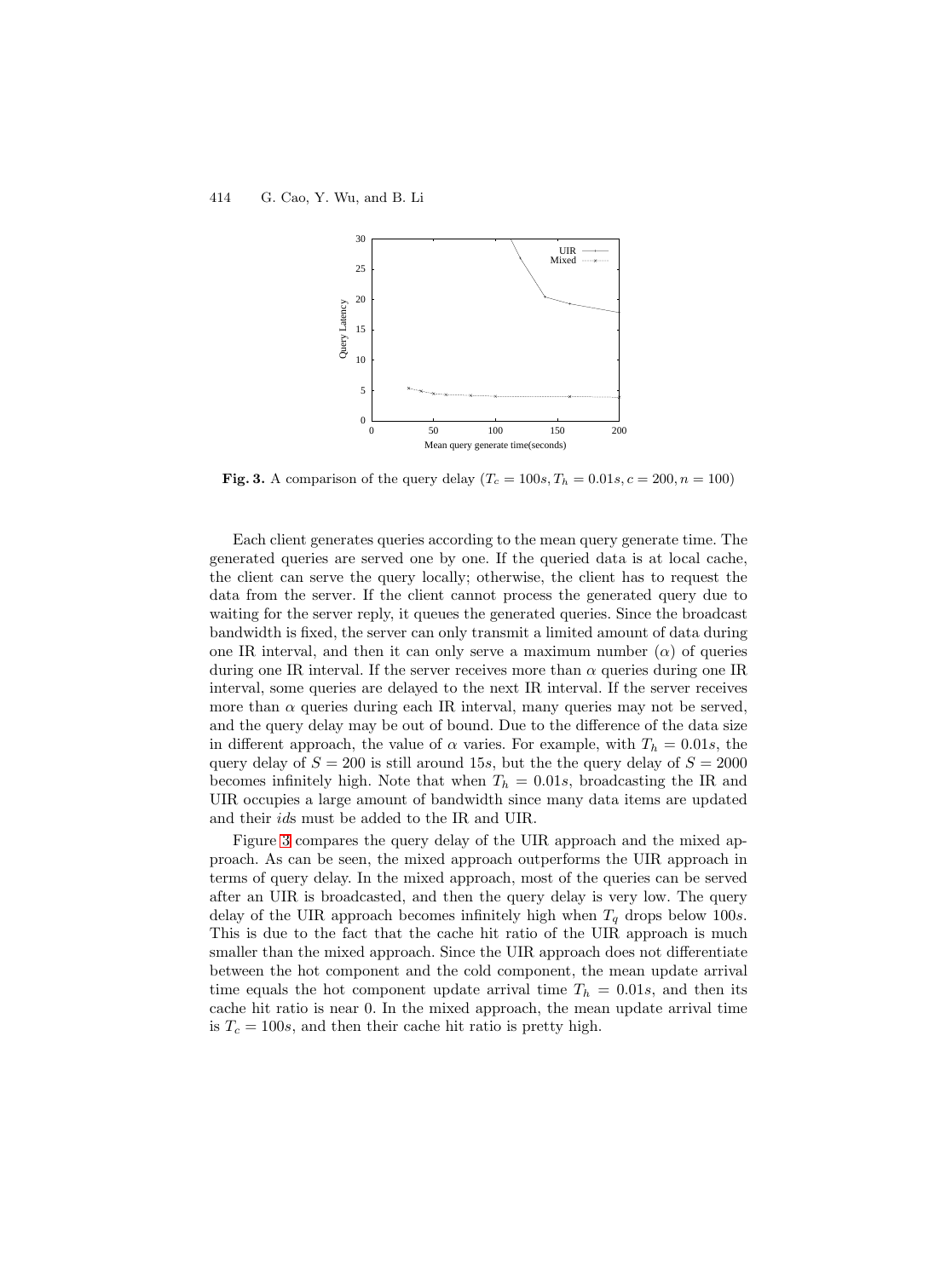**Fig. 3.** A comparison of the query delay ($T_c = 100s, T_h = 0.01s, c = 200, n = 100$)

Each client generates queries according to the mean query generate time. The generated queries are served one by one. If the queried data is at local cache, the client can serve the query locally; otherwise, the client has to request the data from the server. If the client cannot process the generated query due to waiting for the server reply, it queues the generated queries. Since the broadcast bandwidth is fixed, the server can only transmit a limited amount of data during one IR interval, and then it can only serve a maximum number ($\alpha$) of queries during one IR interval. If the server receives more than $\alpha$ queries during one IR interval, some queries are delayed to the next IR interval. If the server receives more than $\alpha$ queries during each IR interval, many queries may not be served, and the query delay may be out of bound. Due to the difference of the data size in different approach, the value of $\alpha$ varies. For example, with $T_h = 0.01s$, the query delay of $S = 200$ is still around $15s$, but the the query delay of $S = 2000$ becomes infinitely high. Note that when $T_h = 0.01s$, broadcasting the IR and UIR occupies a large amount of bandwidth since many data items are updated and their *id*s must be added to the IR and UIR.

Figure 3 compares the query delay of the UIR approach and the mixed approach. As can be seen, the mixed approach outperforms the UIR approach in terms of query delay. In the mixed approach, most of the queries can be served after an UIR is broadcasted, and then the query delay is very low. The query delay of the UIR approach becomes infinitely high when $T_q$ drops below $100s$. This is due to the fact that the cache hit ratio of the UIR approach is much smaller than the mixed approach. Since the UIR approach does not differentiate between the hot component and the cold component, the mean update arrival time equals the hot component update arrival time $T_h = 0.01s$, and then its cache hit ratio is near 0. In the mixed approach, the mean update arrival time is $T_c = 100s$, and then their cache hit ratio is pretty high.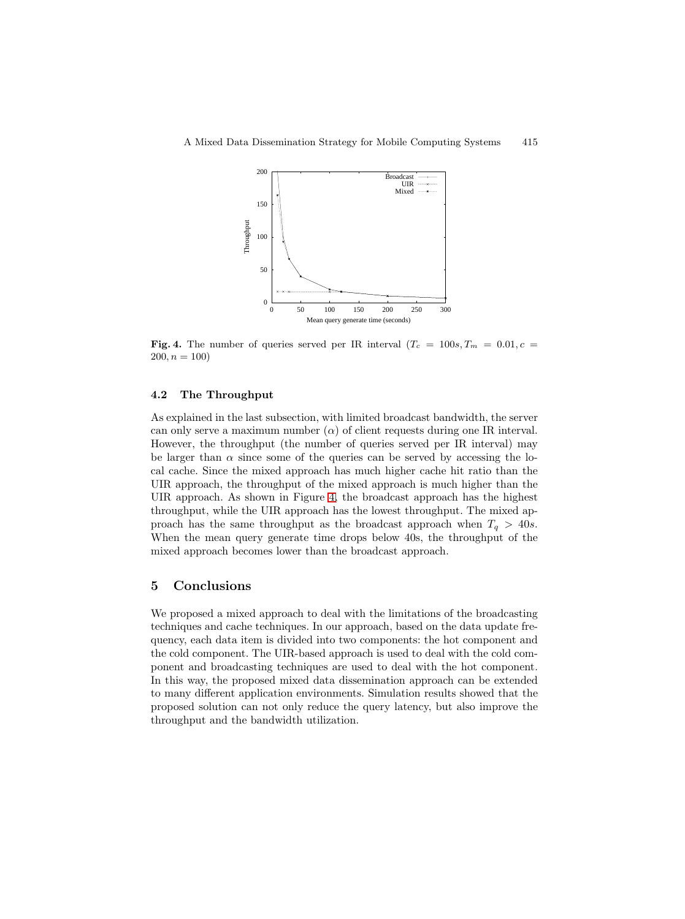**Fig. 4.** The number of queries served per IR interval ($T_c = 100s, T_m = 0.01, c = 200, n = 100$)

### 4.2 The Throughput

As explained in the last subsection, with limited broadcast bandwidth, the server can only serve a maximum number ($\alpha$) of client requests during one IR interval. However, the throughput (the number of queries served per IR interval) may be larger than $\alpha$ since some of the queries can be served by accessing the local cache. Since the mixed approach has much higher cache hit ratio than the UIR approach, the throughput of the mixed approach is much higher than the UIR approach. As shown in Figure 4, the broadcast approach has the highest throughput, while the UIR approach has the lowest throughput. The mixed approach has the same throughput as the broadcast approach when $T_q > 40s$. When the mean query generate time drops below 40s, the throughput of the mixed approach becomes lower than the broadcast approach.

## 5 Conclusions

We proposed a mixed approach to deal with the limitations of the broadcasting techniques and cache techniques. In our approach, based on the data update frequency, each data item is divided into two components: the hot component and the cold component. The UIR-based approach is used to deal with the cold component and broadcasting techniques are used to deal with the hot component. In this way, the proposed mixed data dissemination approach can be extended to many different application environments. Simulation results showed that the proposed solution can not only reduce the query latency, but also improve the throughput and the bandwidth utilization.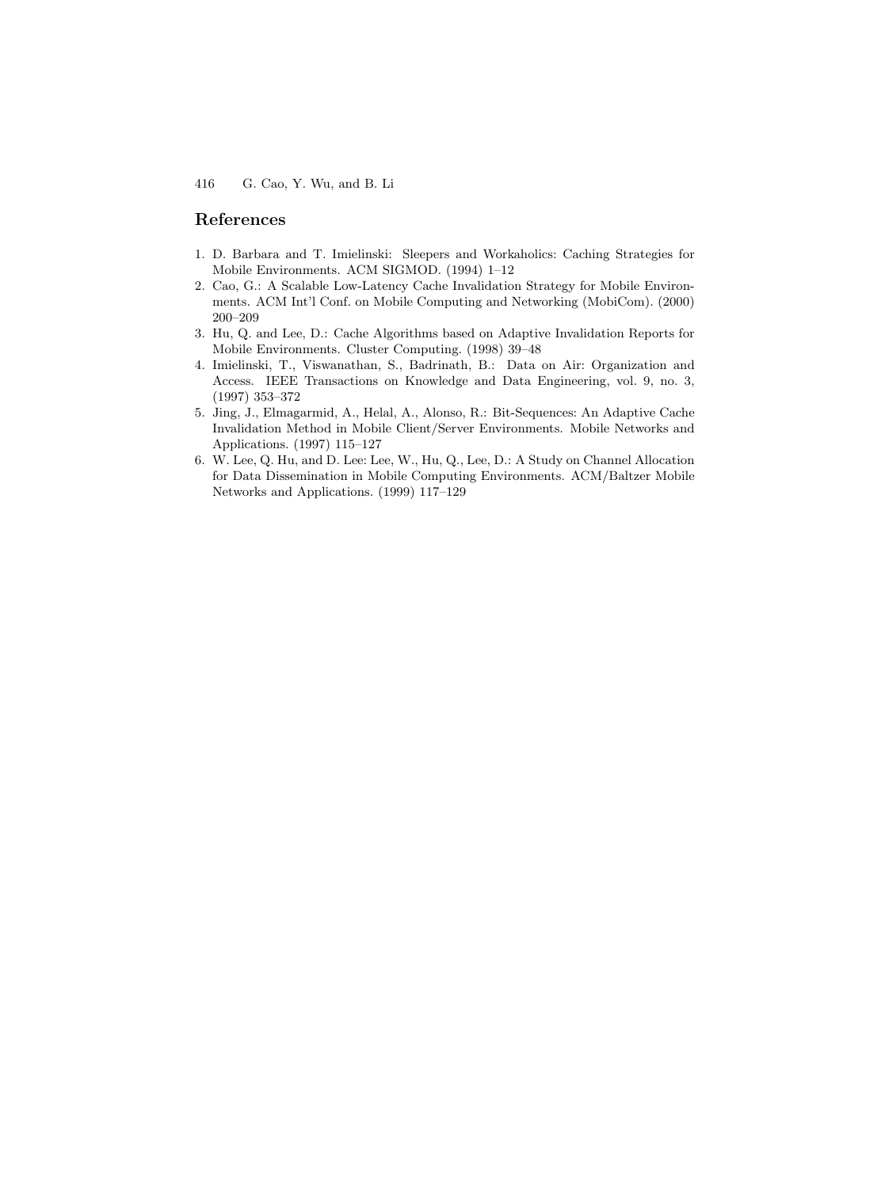## References

1. D. Barbara and T. Imielinski: Sleepers and Workaholics: Caching Strategies for Mobile Environments. ACM SIGMOD. (1994) 1–12
2. Cao, G.: A Scalable Low-Latency Cache Invalidation Strategy for Mobile Environments. ACM Int'l Conf. on Mobile Computing and Networking (MobiCom). (2000) 200–209
3. Hu, Q. and Lee, D.: Cache Algorithms based on Adaptive Invalidation Reports for Mobile Environments. Cluster Computing. (1998) 39–48
4. Imielinski, T., Viswanathan, S., Badrinath, B.: Data on Air: Organization and Access. IEEE Transactions on Knowledge and Data Engineering, vol. 9, no. 3, (1997) 353–372
5. Jing, J., Elmagarmid, A., Helal, A., Alonso, R.: Bit-Sequences: An Adaptive Cache Invalidation Method in Mobile Client/Server Environments. Mobile Networks and Applications. (1997) 115–127
6. W. Lee, Q. Hu, and D. Lee: Lee, W., Hu, Q., Lee, D.: A Study on Channel Allocation for Data Dissemination in Mobile Computing Environments. ACM/Baltzer Mobile Networks and Applications. (1999) 117–129